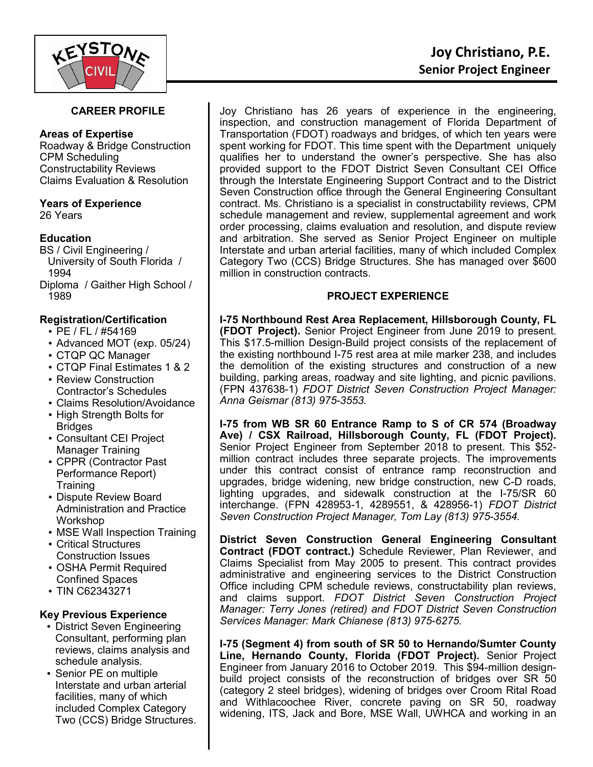# Joy Christiano, P.E.

## Senior Project Engineer

### CAREER PROFILE

**Areas of Expertise**
Roadway & Bridge Construction
CPM Scheduling
Constructability Reviews
Claims Evaluation & Resolution

**Years of Experience**
26 Years

**Education**
BS / Civil Engineering / University of South Florida / 1994
Diploma / Gaither High School / 1989

**Registration/Certification**

- PE / FL / #54169
- Advanced MOT (exp. 05/24)
- CTQP QC Manager
- CTQP Final Estimates 1 & 2
- Review Construction Contractor's Schedules
- Claims Resolution/Avoidance
- High Strength Bolts for Bridges
- Consultant CEI Project Manager Training
- CPPR (Contractor Past Performance Report) Training
- Dispute Review Board Administration and Practice Workshop
- MSE Wall Inspection Training
- Critical Structures Construction Issues
- OSHA Permit Required Confined Spaces
- TIN C62343271

**Key Previous Experience**

- District Seven Engineering Consultant, performing plan reviews, claims analysis and schedule analysis.
- Senior PE on multiple Interstate and urban arterial facilities, many of which included Complex Category Two (CCS) Bridge Structures.

Joy Christiano has 26 years of experience in the engineering, inspection, and construction management of Florida Department of Transportation (FDOT) roadways and bridges, of which ten years were spent working for FDOT. This time spent with the Department uniquely qualifies her to understand the owner's perspective. She has also provided support to the FDOT District Seven Consultant CEI Office through the Interstate Engineering Support Contract and to the District Seven Construction office through the General Engineering Consultant contract. Ms. Christiano is a specialist in constructability reviews, CPM schedule management and review, supplemental agreement and work order processing, claims evaluation and resolution, and dispute review and arbitration. She served as Senior Project Engineer on multiple Interstate and urban arterial facilities, many of which included Complex Category Two (CCS) Bridge Structures. She has managed over $600 million in construction contracts.

### PROJECT EXPERIENCE

**I-75 Northbound Rest Area Replacement, Hillsborough County, FL (FDOT Project).** Senior Project Engineer from June 2019 to present. This $17.5-million Design-Build project consists of the replacement of the existing northbound I-75 rest area at mile marker 238, and includes the demolition of the existing structures and construction of a new building, parking areas, roadway and site lighting, and picnic pavilions. (FPN 437638-1) *FDOT District Seven Construction Project Manager: Anna Geismar (813) 975-3553.*

**I-75 from WB SR 60 Entrance Ramp to S of CR 574 (Broadway Ave) / CSX Railroad, Hillsborough County, FL (FDOT Project).** Senior Project Engineer from September 2018 to present. This $52-million contract includes three separate projects. The improvements under this contract consist of entrance ramp reconstruction and upgrades, bridge widening, new bridge construction, new C-D roads, lighting upgrades, and sidewalk construction at the I-75/SR 60 interchange. (FPN 428953-1, 4289551, & 428956-1) *FDOT District Seven Construction Project Manager, Tom Lay (813) 975-3554.*

**District Seven Construction General Engineering Consultant Contract (FDOT contract.)** Schedule Reviewer, Plan Reviewer, and Claims Specialist from May 2005 to present. This contract provides administrative and engineering services to the District Construction Office including CPM schedule reviews, constructability plan reviews, and claims support. *FDOT District Seven Construction Project Manager: Terry Jones (retired) and FDOT District Seven Construction Services Manager: Mark Chianese (813) 975-6275.*

**I-75 (Segment 4) from south of SR 50 to Hernando/Sumter County Line, Hernando County, Florida (FDOT Project).** Senior Project Engineer from January 2016 to October 2019. This $94-million design-build project consists of the reconstruction of bridges over SR 50 (category 2 steel bridges), widening of bridges over Croom Rital Road and Withlacoochee River, concrete paving on SR 50, roadway widening, ITS, Jack and Bore, MSE Wall, UWHCA and working in an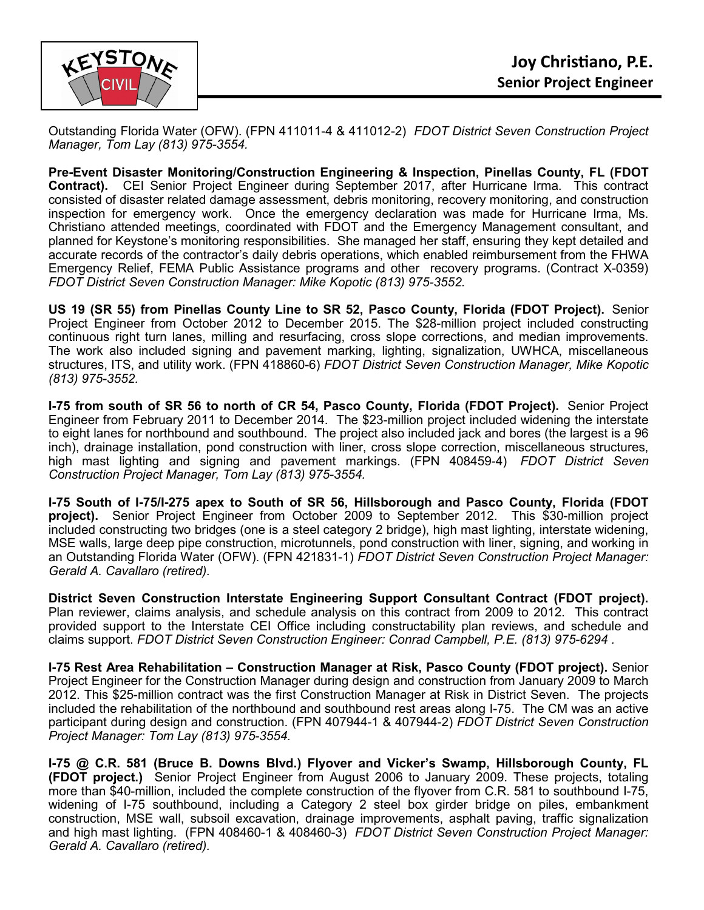Outstanding Florida Water (OFW). (FPN 411011-4 & 411012-2) *FDOT District Seven Construction Project Manager, Tom Lay (813) 975-3554.*

**Pre-Event Disaster Monitoring/Construction Engineering & Inspection, Pinellas County, FL (FDOT Contract).** CEI Senior Project Engineer during September 2017, after Hurricane Irma. This contract consisted of disaster related damage assessment, debris monitoring, recovery monitoring, and construction inspection for emergency work. Once the emergency declaration was made for Hurricane Irma, Ms. Christiano attended meetings, coordinated with FDOT and the Emergency Management consultant, and planned for Keystone's monitoring responsibilities. She managed her staff, ensuring they kept detailed and accurate records of the contractor's daily debris operations, which enabled reimbursement from the FHWA Emergency Relief, FEMA Public Assistance programs and other recovery programs. (Contract X-0359) *FDOT District Seven Construction Manager: Mike Kopotic (813) 975-3552.*

**US 19 (SR 55) from Pinellas County Line to SR 52, Pasco County, Florida (FDOT Project).** Senior Project Engineer from October 2012 to December 2015. The $28-million project included constructing continuous right turn lanes, milling and resurfacing, cross slope corrections, and median improvements. The work also included signing and pavement marking, lighting, signalization, UWHCA, miscellaneous structures, ITS, and utility work. (FPN 418860-6) *FDOT District Seven Construction Manager, Mike Kopotic (813) 975-3552.*

**I-75 from south of SR 56 to north of CR 54, Pasco County, Florida (FDOT Project).** Senior Project Engineer from February 2011 to December 2014. The $23-million project included widening the interstate to eight lanes for northbound and southbound. The project also included jack and bores (the largest is a 96 inch), drainage installation, pond construction with liner, cross slope correction, miscellaneous structures, high mast lighting and signing and pavement markings. (FPN 408459-4) *FDOT District Seven Construction Project Manager, Tom Lay (813) 975-3554.*

**I-75 South of I-75/I-275 apex to South of SR 56, Hillsborough and Pasco County, Florida (FDOT project).** Senior Project Engineer from October 2009 to September 2012. This $30-million project included constructing two bridges (one is a steel category 2 bridge), high mast lighting, interstate widening, MSE walls, large deep pipe construction, microtunnels, pond construction with liner, signing, and working in an Outstanding Florida Water (OFW). (FPN 421831-1) *FDOT District Seven Construction Project Manager: Gerald A. Cavallaro (retired).*

**District Seven Construction Interstate Engineering Support Consultant Contract (FDOT project).** Plan reviewer, claims analysis, and schedule analysis on this contract from 2009 to 2012. This contract provided support to the Interstate CEI Office including constructability plan reviews, and schedule and claims support. *FDOT District Seven Construction Engineer: Conrad Campbell, P.E. (813) 975-6294 .*

**I-75 Rest Area Rehabilitation – Construction Manager at Risk, Pasco County (FDOT project).** Senior Project Engineer for the Construction Manager during design and construction from January 2009 to March 2012. This $25-million contract was the first Construction Manager at Risk in District Seven. The projects included the rehabilitation of the northbound and southbound rest areas along I-75. The CM was an active participant during design and construction. (FPN 407944-1 & 407944-2) *FDOT District Seven Construction Project Manager: Tom Lay (813) 975-3554.*

**I-75 @ C.R. 581 (Bruce B. Downs Blvd.) Flyover and Vicker's Swamp, Hillsborough County, FL (FDOT project.)** Senior Project Engineer from August 2006 to January 2009. These projects, totaling more than $40-million, included the complete construction of the flyover from C.R. 581 to southbound I-75, widening of I-75 southbound, including a Category 2 steel box girder bridge on piles, embankment construction, MSE wall, subsoil excavation, drainage improvements, asphalt paving, traffic signalization and high mast lighting. (FPN 408460-1 & 408460-3) *FDOT District Seven Construction Project Manager: Gerald A. Cavallaro (retired).*